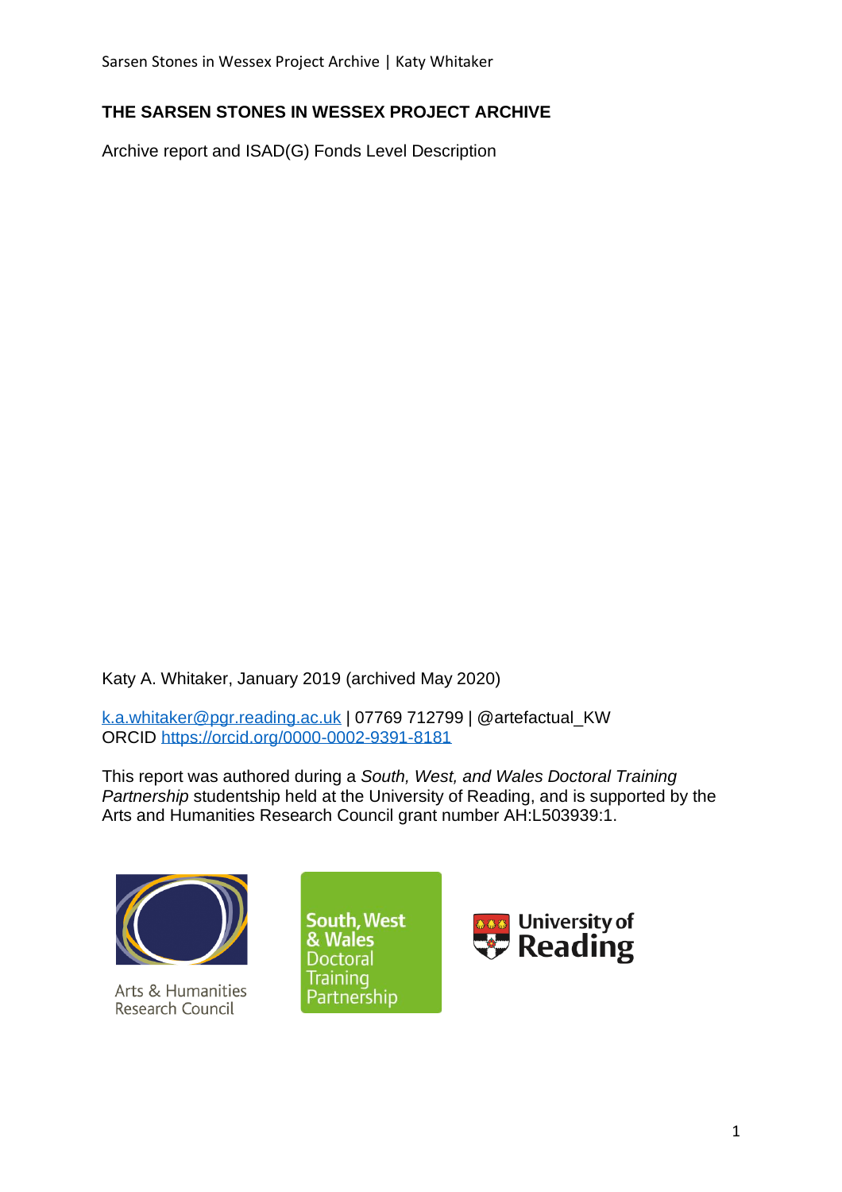# THE SARSEN STONES IN WESSEX PROJECT ARCHIVE

Archive report and ISAD(G) Fonds Level Description

Katy A. Whitaker, January 2019 (archived May 2020)

k.a.whitaker@pgr.reading.ac.uk | 07769 712799 | @artefactual_KW
ORCID https://orcid.org/0000-0002-9391-8181

This report was authored during a *South, West, and Wales Doctoral Training Partnership* studentship held at the University of Reading, and is supported by the Arts and Humanities Research Council grant number AH:L503939:1.

Arts & Humanities Research Council

South, West & Wales Doctoral Training Partnership

University of Reading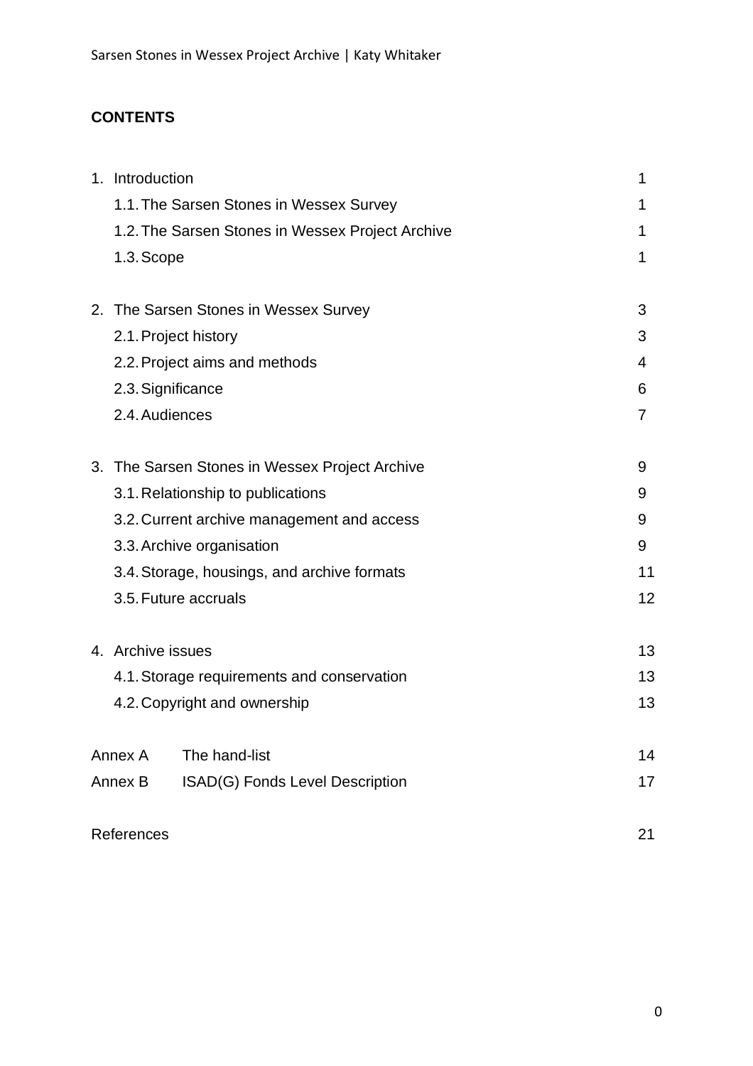**CONTENTS**

| | |
|---|---|
| 1. Introduction | 1 |
| 1.1. The Sarsen Stones in Wessex Survey | 1 |
| 1.2. The Sarsen Stones in Wessex Project Archive | 1 |
| 1.3. Scope | 1 |
| 2. The Sarsen Stones in Wessex Survey | 3 |
| 2.1. Project history | 3 |
| 2.2. Project aims and methods | 4 |
| 2.3. Significance | 6 |
| 2.4. Audiences | 7 |
| 3. The Sarsen Stones in Wessex Project Archive | 9 |
| 3.1. Relationship to publications | 9 |
| 3.2. Current archive management and access | 9 |
| 3.3. Archive organisation | 9 |
| 3.4. Storage, housings, and archive formats | 11 |
| 3.5. Future accruals | 12 |
| 4. Archive issues | 13 |
| 4.1. Storage requirements and conservation | 13 |
| 4.2. Copyright and ownership | 13 |
| Annex A The hand-list | 14 |
| Annex B ISAD(G) Fonds Level Description | 17 |
| References | 21 |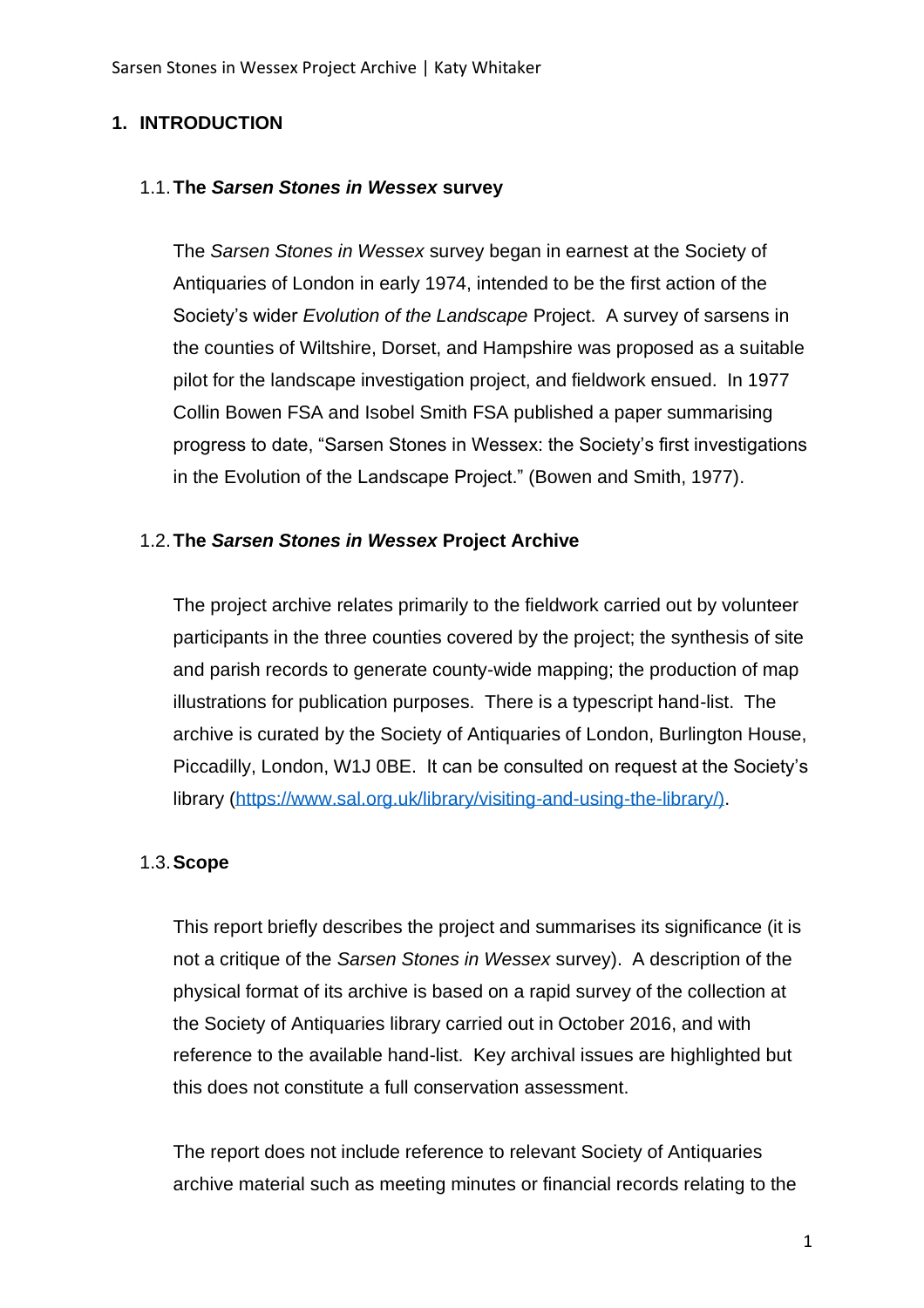# 1. INTRODUCTION

## 1.1. The *Sarsen Stones in Wessex* survey

The *Sarsen Stones in Wessex* survey began in earnest at the Society of Antiquaries of London in early 1974, intended to be the first action of the Society's wider *Evolution of the Landscape* Project. A survey of sarsens in the counties of Wiltshire, Dorset, and Hampshire was proposed as a suitable pilot for the landscape investigation project, and fieldwork ensued. In 1977 Collin Bowen FSA and Isobel Smith FSA published a paper summarising progress to date, "Sarsen Stones in Wessex: the Society's first investigations in the Evolution of the Landscape Project." (Bowen and Smith, 1977).

## 1.2. The *Sarsen Stones in Wessex* Project Archive

The project archive relates primarily to the fieldwork carried out by volunteer participants in the three counties covered by the project; the synthesis of site and parish records to generate county-wide mapping; the production of map illustrations for publication purposes. There is a typescript hand-list. The archive is curated by the Society of Antiquaries of London, Burlington House, Piccadilly, London, W1J 0BE. It can be consulted on request at the Society's library (https://www.sal.org.uk/library/visiting-and-using-the-library/).

## 1.3. Scope

This report briefly describes the project and summarises its significance (it is not a critique of the *Sarsen Stones in Wessex* survey). A description of the physical format of its archive is based on a rapid survey of the collection at the Society of Antiquaries library carried out in October 2016, and with reference to the available hand-list. Key archival issues are highlighted but this does not constitute a full conservation assessment.

The report does not include reference to relevant Society of Antiquaries archive material such as meeting minutes or financial records relating to the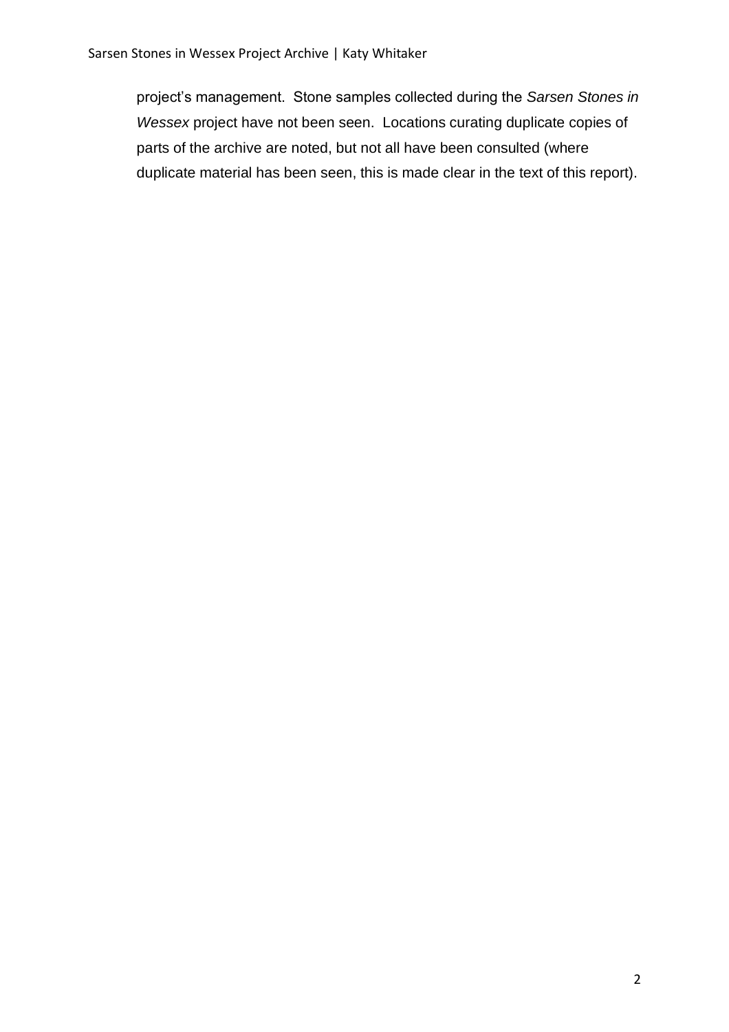project's management. Stone samples collected during the *Sarsen Stones in Wessex* project have not been seen. Locations curating duplicate copies of parts of the archive are noted, but not all have been consulted (where duplicate material has been seen, this is made clear in the text of this report).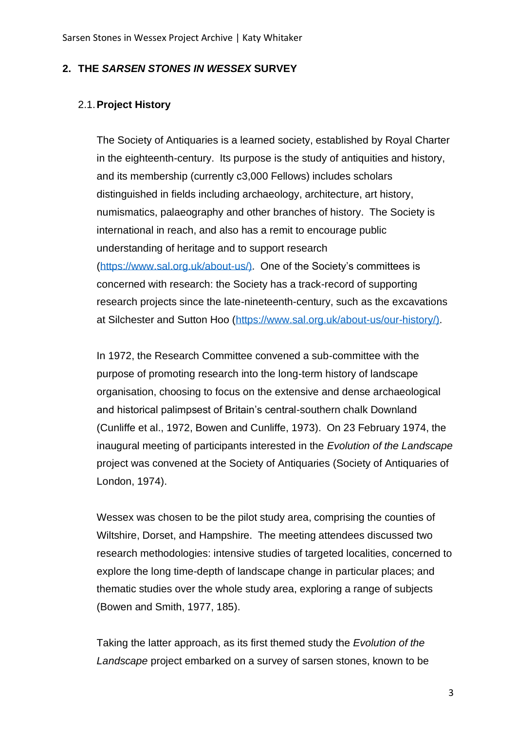## 2. THE *SARSEN STONES IN WESSEX* SURVEY

### 2.1. Project History

The Society of Antiquaries is a learned society, established by Royal Charter in the eighteenth-century. Its purpose is the study of antiquities and history, and its membership (currently c3,000 Fellows) includes scholars distinguished in fields including archaeology, architecture, art history, numismatics, palaeography and other branches of history. The Society is international in reach, and also has a remit to encourage public understanding of heritage and to support research (https://www.sal.org.uk/about-us/). One of the Society's committees is concerned with research: the Society has a track-record of supporting research projects since the late-nineteenth-century, such as the excavations at Silchester and Sutton Hoo (https://www.sal.org.uk/about-us/our-history/).

In 1972, the Research Committee convened a sub-committee with the purpose of promoting research into the long-term history of landscape organisation, choosing to focus on the extensive and dense archaeological and historical palimpsest of Britain's central-southern chalk Downland (Cunliffe et al., 1972, Bowen and Cunliffe, 1973). On 23 February 1974, the inaugural meeting of participants interested in the *Evolution of the Landscape* project was convened at the Society of Antiquaries (Society of Antiquaries of London, 1974).

Wessex was chosen to be the pilot study area, comprising the counties of Wiltshire, Dorset, and Hampshire. The meeting attendees discussed two research methodologies: intensive studies of targeted localities, concerned to explore the long time-depth of landscape change in particular places; and thematic studies over the whole study area, exploring a range of subjects (Bowen and Smith, 1977, 185).

Taking the latter approach, as its first themed study the *Evolution of the Landscape* project embarked on a survey of sarsen stones, known to be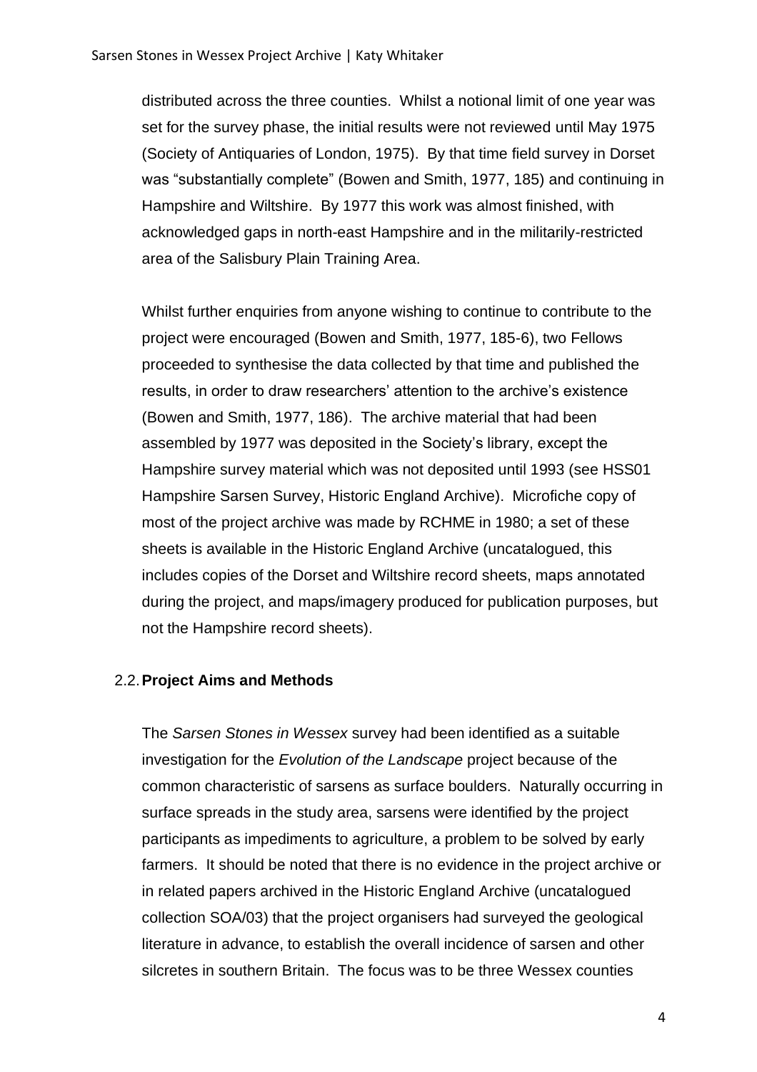distributed across the three counties. Whilst a notional limit of one year was set for the survey phase, the initial results were not reviewed until May 1975 (Society of Antiquaries of London, 1975). By that time field survey in Dorset was "substantially complete" (Bowen and Smith, 1977, 185) and continuing in Hampshire and Wiltshire. By 1977 this work was almost finished, with acknowledged gaps in north-east Hampshire and in the militarily-restricted area of the Salisbury Plain Training Area.

Whilst further enquiries from anyone wishing to continue to contribute to the project were encouraged (Bowen and Smith, 1977, 185-6), two Fellows proceeded to synthesise the data collected by that time and published the results, in order to draw researchers' attention to the archive's existence (Bowen and Smith, 1977, 186). The archive material that had been assembled by 1977 was deposited in the Society's library, except the Hampshire survey material which was not deposited until 1993 (see HSS01 Hampshire Sarsen Survey, Historic England Archive). Microfiche copy of most of the project archive was made by RCHME in 1980; a set of these sheets is available in the Historic England Archive (uncatalogued, this includes copies of the Dorset and Wiltshire record sheets, maps annotated during the project, and maps/imagery produced for publication purposes, but not the Hampshire record sheets).

## 2.2. **Project Aims and Methods**

The *Sarsen Stones in Wessex* survey had been identified as a suitable investigation for the *Evolution of the Landscape* project because of the common characteristic of sarsens as surface boulders. Naturally occurring in surface spreads in the study area, sarsens were identified by the project participants as impediments to agriculture, a problem to be solved by early farmers. It should be noted that there is no evidence in the project archive or in related papers archived in the Historic England Archive (uncatalogued collection SOA/03) that the project organisers had surveyed the geological literature in advance, to establish the overall incidence of sarsen and other silcretes in southern Britain. The focus was to be three Wessex counties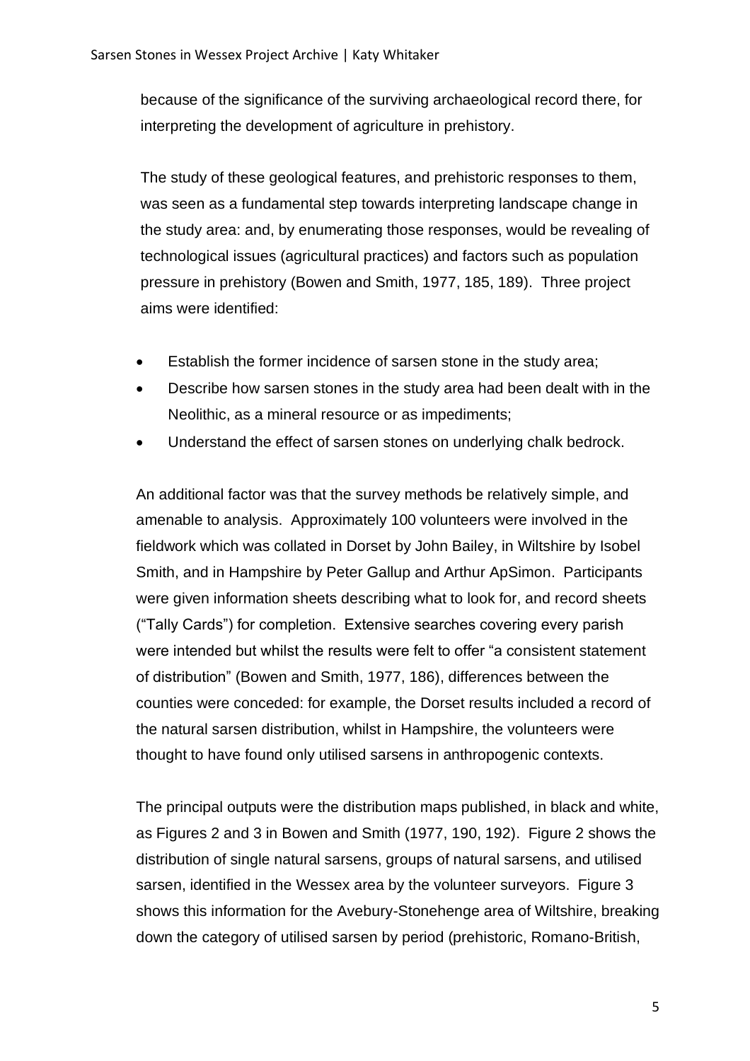because of the significance of the surviving archaeological record there, for interpreting the development of agriculture in prehistory.

The study of these geological features, and prehistoric responses to them, was seen as a fundamental step towards interpreting landscape change in the study area: and, by enumerating those responses, would be revealing of technological issues (agricultural practices) and factors such as population pressure in prehistory (Bowen and Smith, 1977, 185, 189). Three project aims were identified:

- Establish the former incidence of sarsen stone in the study area;
- Describe how sarsen stones in the study area had been dealt with in the Neolithic, as a mineral resource or as impediments;
- Understand the effect of sarsen stones on underlying chalk bedrock.

An additional factor was that the survey methods be relatively simple, and amenable to analysis. Approximately 100 volunteers were involved in the fieldwork which was collated in Dorset by John Bailey, in Wiltshire by Isobel Smith, and in Hampshire by Peter Gallup and Arthur ApSimon. Participants were given information sheets describing what to look for, and record sheets ("Tally Cards") for completion. Extensive searches covering every parish were intended but whilst the results were felt to offer "a consistent statement of distribution" (Bowen and Smith, 1977, 186), differences between the counties were conceded: for example, the Dorset results included a record of the natural sarsen distribution, whilst in Hampshire, the volunteers were thought to have found only utilised sarsens in anthropogenic contexts.

The principal outputs were the distribution maps published, in black and white, as Figures 2 and 3 in Bowen and Smith (1977, 190, 192). Figure 2 shows the distribution of single natural sarsens, groups of natural sarsens, and utilised sarsen, identified in the Wessex area by the volunteer surveyors. Figure 3 shows this information for the Avebury-Stonehenge area of Wiltshire, breaking down the category of utilised sarsen by period (prehistoric, Romano-British,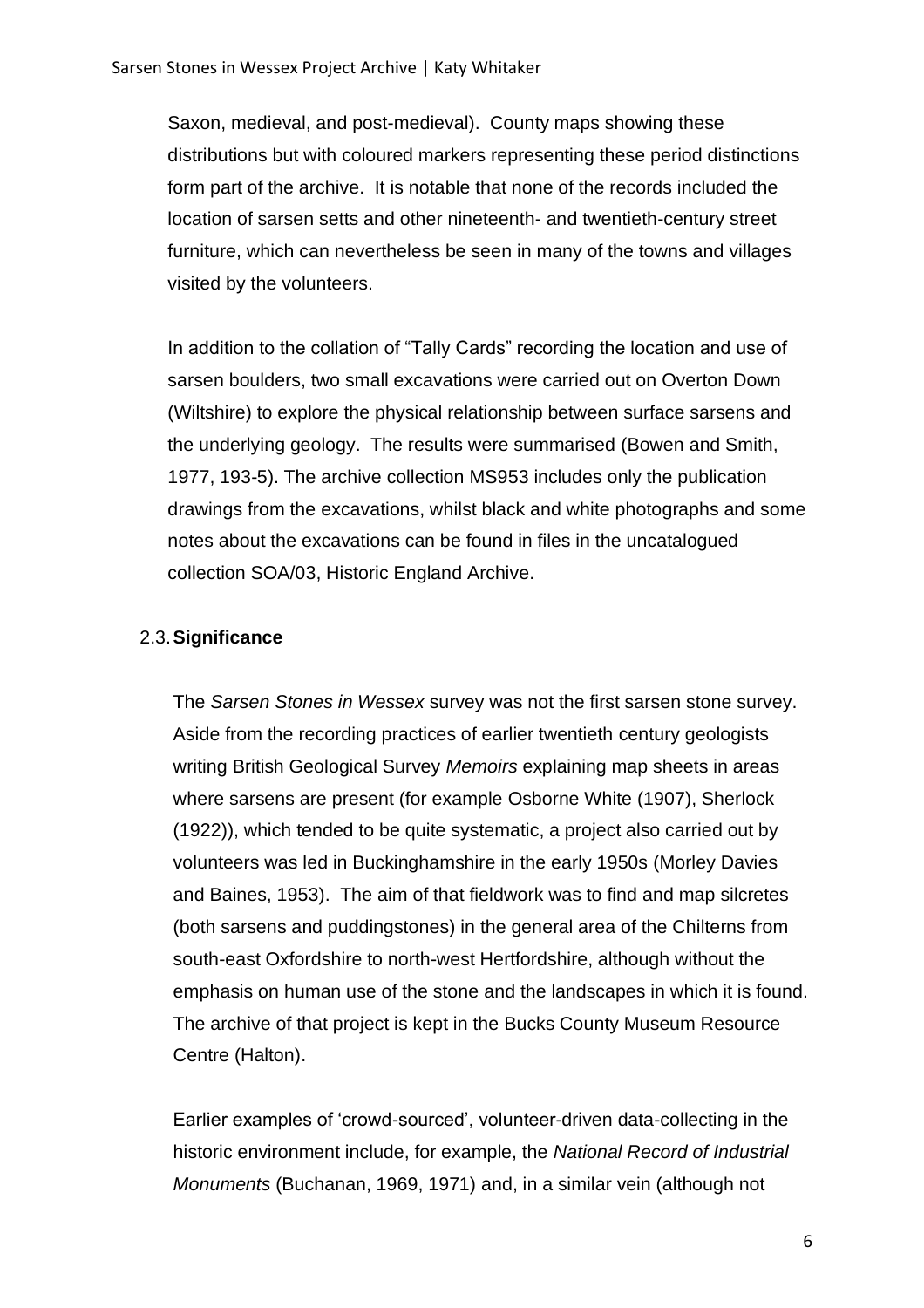Saxon, medieval, and post-medieval). County maps showing these distributions but with coloured markers representing these period distinctions form part of the archive. It is notable that none of the records included the location of sarsen setts and other nineteenth- and twentieth-century street furniture, which can nevertheless be seen in many of the towns and villages visited by the volunteers.

In addition to the collation of "Tally Cards" recording the location and use of sarsen boulders, two small excavations were carried out on Overton Down (Wiltshire) to explore the physical relationship between surface sarsens and the underlying geology. The results were summarised (Bowen and Smith, 1977, 193-5). The archive collection MS953 includes only the publication drawings from the excavations, whilst black and white photographs and some notes about the excavations can be found in files in the uncatalogued collection SOA/03, Historic England Archive.

### 2.3. Significance

The *Sarsen Stones in Wessex* survey was not the first sarsen stone survey. Aside from the recording practices of earlier twentieth century geologists writing British Geological Survey *Memoirs* explaining map sheets in areas where sarsens are present (for example Osborne White (1907), Sherlock (1922)), which tended to be quite systematic, a project also carried out by volunteers was led in Buckinghamshire in the early 1950s (Morley Davies and Baines, 1953). The aim of that fieldwork was to find and map silcretes (both sarsens and puddingstones) in the general area of the Chilterns from south-east Oxfordshire to north-west Hertfordshire, although without the emphasis on human use of the stone and the landscapes in which it is found. The archive of that project is kept in the Bucks County Museum Resource Centre (Halton).

Earlier examples of 'crowd-sourced', volunteer-driven data-collecting in the historic environment include, for example, the *National Record of Industrial Monuments* (Buchanan, 1969, 1971) and, in a similar vein (although not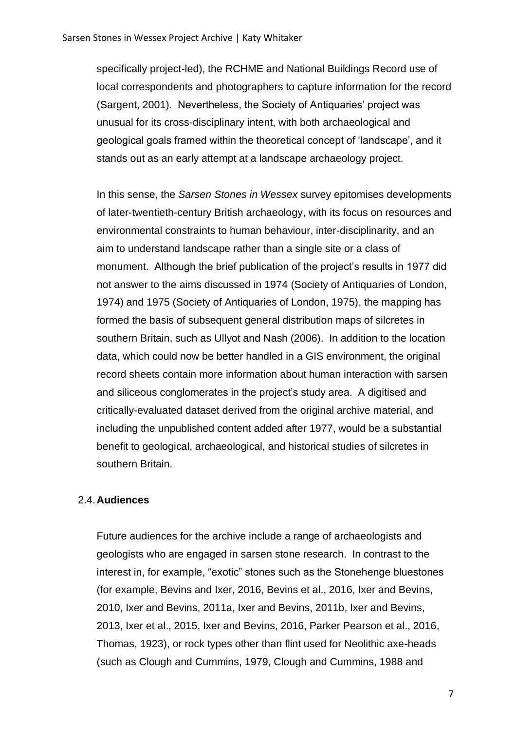specifically project-led), the RCHME and National Buildings Record use of local correspondents and photographers to capture information for the record (Sargent, 2001). Nevertheless, the Society of Antiquaries' project was unusual for its cross-disciplinary intent, with both archaeological and geological goals framed within the theoretical concept of 'landscape', and it stands out as an early attempt at a landscape archaeology project.

In this sense, the *Sarsen Stones in Wessex* survey epitomises developments of later-twentieth-century British archaeology, with its focus on resources and environmental constraints to human behaviour, inter-disciplinarity, and an aim to understand landscape rather than a single site or a class of monument. Although the brief publication of the project's results in 1977 did not answer to the aims discussed in 1974 (Society of Antiquaries of London, 1974) and 1975 (Society of Antiquaries of London, 1975), the mapping has formed the basis of subsequent general distribution maps of silcretes in southern Britain, such as Ullyot and Nash (2006). In addition to the location data, which could now be better handled in a GIS environment, the original record sheets contain more information about human interaction with sarsen and siliceous conglomerates in the project's study area. A digitised and critically-evaluated dataset derived from the original archive material, and including the unpublished content added after 1977, would be a substantial benefit to geological, archaeological, and historical studies of silcretes in southern Britain.

## 2.4. Audiences

Future audiences for the archive include a range of archaeologists and geologists who are engaged in sarsen stone research. In contrast to the interest in, for example, "exotic" stones such as the Stonehenge bluestones (for example, Bevins and Ixer, 2016, Bevins et al., 2016, Ixer and Bevins, 2010, Ixer and Bevins, 2011a, Ixer and Bevins, 2011b, Ixer and Bevins, 2013, Ixer et al., 2015, Ixer and Bevins, 2016, Parker Pearson et al., 2016, Thomas, 1923), or rock types other than flint used for Neolithic axe-heads (such as Clough and Cummins, 1979, Clough and Cummins, 1988 and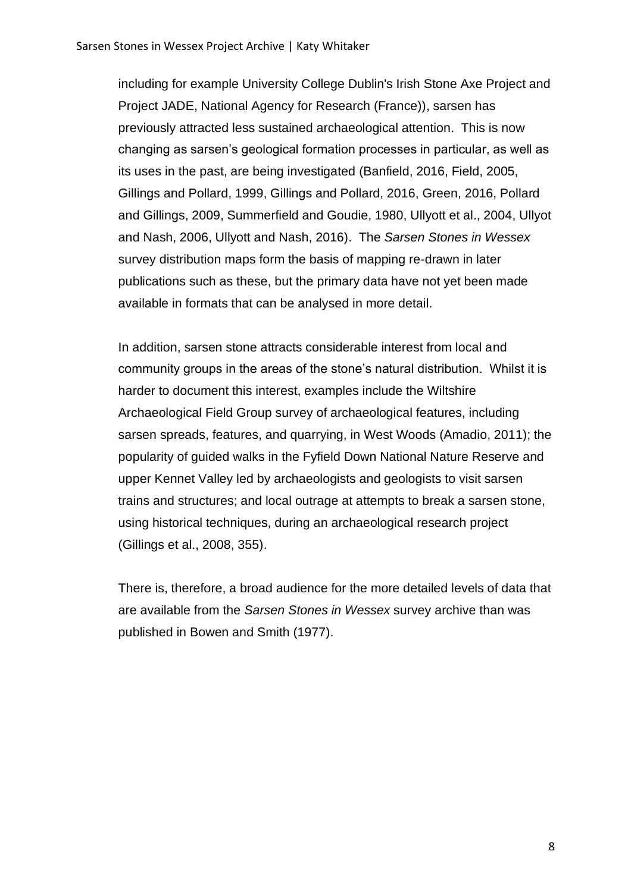including for example University College Dublin's Irish Stone Axe Project and Project JADE, National Agency for Research (France)), sarsen has previously attracted less sustained archaeological attention. This is now changing as sarsen's geological formation processes in particular, as well as its uses in the past, are being investigated (Banfield, 2016, Field, 2005, Gillings and Pollard, 1999, Gillings and Pollard, 2016, Green, 2016, Pollard and Gillings, 2009, Summerfield and Goudie, 1980, Ullyott et al., 2004, Ullyot and Nash, 2006, Ullyott and Nash, 2016). The *Sarsen Stones in Wessex* survey distribution maps form the basis of mapping re-drawn in later publications such as these, but the primary data have not yet been made available in formats that can be analysed in more detail.

In addition, sarsen stone attracts considerable interest from local and community groups in the areas of the stone's natural distribution. Whilst it is harder to document this interest, examples include the Wiltshire Archaeological Field Group survey of archaeological features, including sarsen spreads, features, and quarrying, in West Woods (Amadio, 2011); the popularity of guided walks in the Fyfield Down National Nature Reserve and upper Kennet Valley led by archaeologists and geologists to visit sarsen trains and structures; and local outrage at attempts to break a sarsen stone, using historical techniques, during an archaeological research project (Gillings et al., 2008, 355).

There is, therefore, a broad audience for the more detailed levels of data that are available from the *Sarsen Stones in Wessex* survey archive than was published in Bowen and Smith (1977).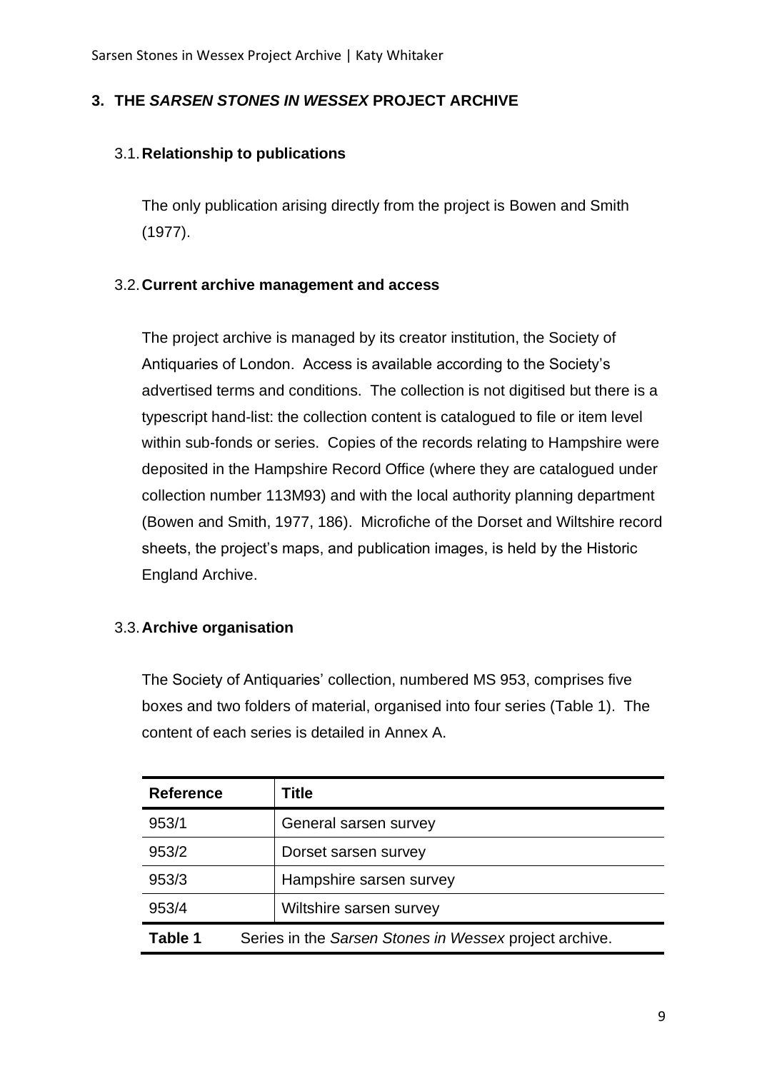## 3. THE *SARSEN STONES IN WESSEX* PROJECT ARCHIVE

### 3.1. Relationship to publications

The only publication arising directly from the project is Bowen and Smith (1977).

### 3.2. Current archive management and access

The project archive is managed by its creator institution, the Society of Antiquaries of London. Access is available according to the Society's advertised terms and conditions. The collection is not digitised but there is a typescript hand-list: the collection content is catalogued to file or item level within sub-fonds or series. Copies of the records relating to Hampshire were deposited in the Hampshire Record Office (where they are catalogued under collection number 113M93) and with the local authority planning department (Bowen and Smith, 1977, 186). Microfiche of the Dorset and Wiltshire record sheets, the project's maps, and publication images, is held by the Historic England Archive.

### 3.3. Archive organisation

The Society of Antiquaries' collection, numbered MS 953, comprises five boxes and two folders of material, organised into four series (Table 1). The content of each series is detailed in Annex A.

| Reference | Title |
|---|---|
| 953/1 | General sarsen survey |
| 953/2 | Dorset sarsen survey |
| 953/3 | Hampshire sarsen survey |
| 953/4 | Wiltshire sarsen survey |

**Table 1** Series in the *Sarsen Stones in Wessex* project archive.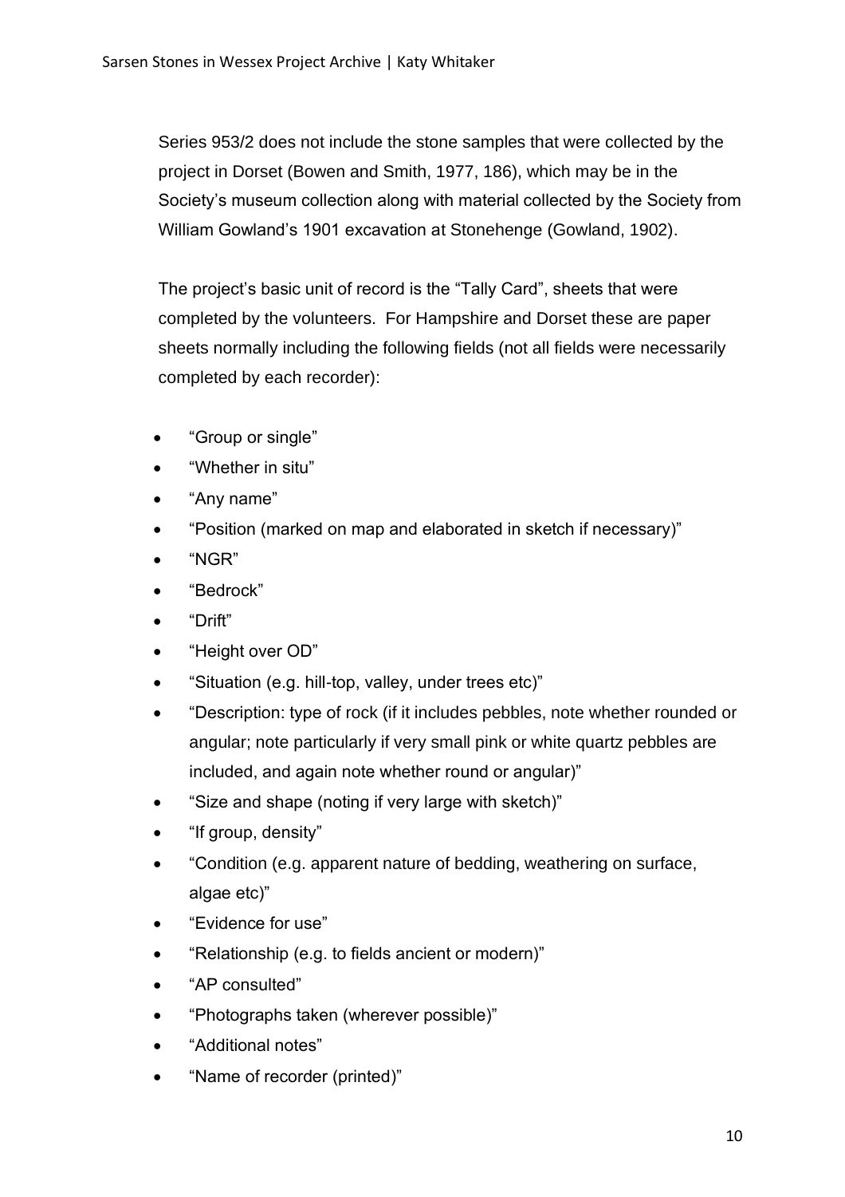Series 953/2 does not include the stone samples that were collected by the project in Dorset (Bowen and Smith, 1977, 186), which may be in the Society's museum collection along with material collected by the Society from William Gowland's 1901 excavation at Stonehenge (Gowland, 1902).

The project's basic unit of record is the "Tally Card", sheets that were completed by the volunteers. For Hampshire and Dorset these are paper sheets normally including the following fields (not all fields were necessarily completed by each recorder):

- "Group or single"
- "Whether in situ"
- "Any name"
- "Position (marked on map and elaborated in sketch if necessary)"
- "NGR"
- "Bedrock"
- "Drift"
- "Height over OD"
- "Situation (e.g. hill-top, valley, under trees etc)"
- "Description: type of rock (if it includes pebbles, note whether rounded or angular; note particularly if very small pink or white quartz pebbles are included, and again note whether round or angular)"
- "Size and shape (noting if very large with sketch)"
- "If group, density"
- "Condition (e.g. apparent nature of bedding, weathering on surface, algae etc)"
- "Evidence for use"
- "Relationship (e.g. to fields ancient or modern)"
- "AP consulted"
- "Photographs taken (wherever possible)"
- "Additional notes"
- "Name of recorder (printed)"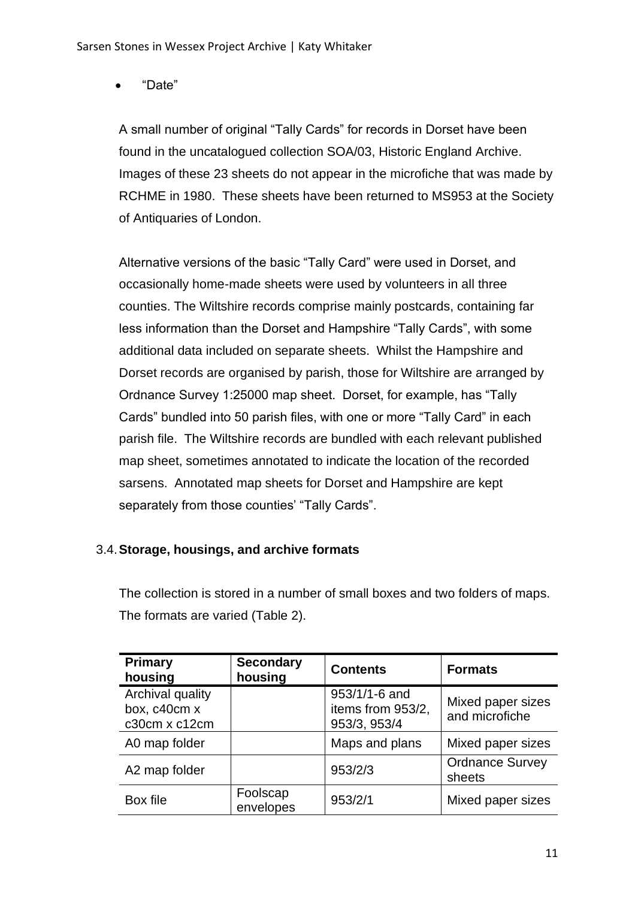- “Date”

A small number of original “Tally Cards” for records in Dorset have been found in the uncatalogued collection SOA/03, Historic England Archive. Images of these 23 sheets do not appear in the microfiche that was made by RCHME in 1980. These sheets have been returned to MS953 at the Society of Antiquaries of London.

Alternative versions of the basic “Tally Card” were used in Dorset, and occasionally home-made sheets were used by volunteers in all three counties. The Wiltshire records comprise mainly postcards, containing far less information than the Dorset and Hampshire “Tally Cards”, with some additional data included on separate sheets. Whilst the Hampshire and Dorset records are organised by parish, those for Wiltshire are arranged by Ordnance Survey 1:25000 map sheet. Dorset, for example, has “Tally Cards” bundled into 50 parish files, with one or more “Tally Card” in each parish file. The Wiltshire records are bundled with each relevant published map sheet, sometimes annotated to indicate the location of the recorded sarsens. Annotated map sheets for Dorset and Hampshire are kept separately from those counties’ “Tally Cards”.

### 3.4. Storage, housings, and archive formats

The collection is stored in a number of small boxes and two folders of maps. The formats are varied (Table 2).

| Primary housing | Secondary housing | Contents | Formats |
| --- | --- | --- | --- |
| Archival quality box, c40cm x c30cm x c12cm | | 953/1/1-6 and items from 953/2, 953/3, 953/4 | Mixed paper sizes and microfiche |
| A0 map folder | | Maps and plans | Mixed paper sizes |
| A2 map folder | | 953/2/3 | Ordnance Survey sheets |
| Box file | Foolscap envelopes | 953/2/1 | Mixed paper sizes |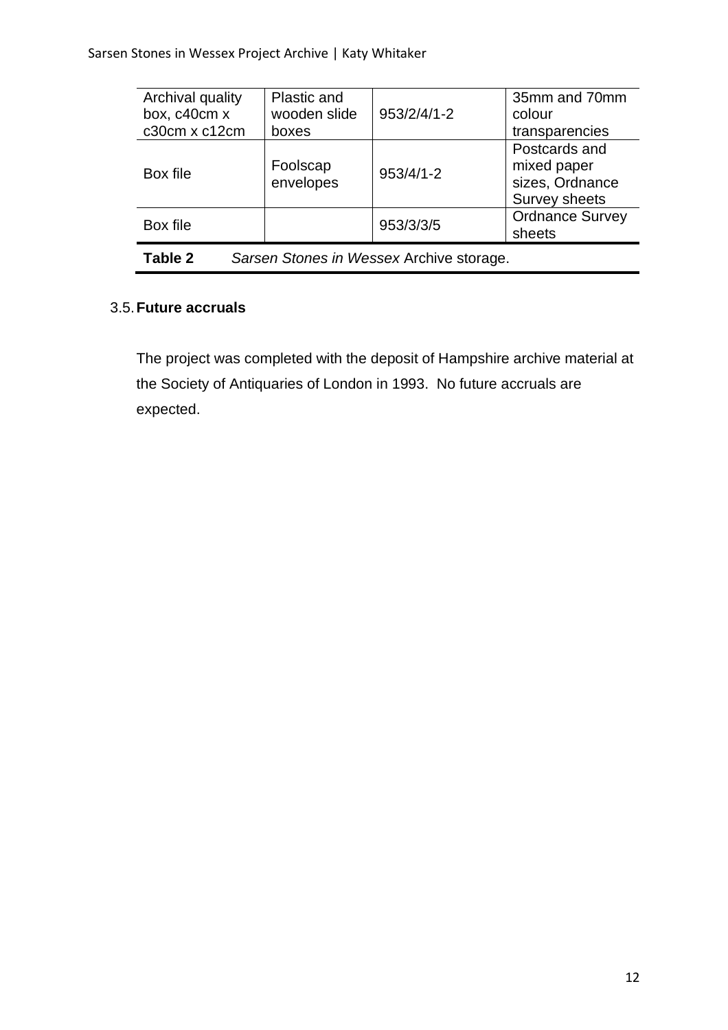| | | | |
|---|---|---|---|
| Archival quality box, c40cm x c30cm x c12cm | Plastic and wooden slide boxes | 953/2/4/1-2 | 35mm and 70mm colour transparencies |
| Box file | Foolscap envelopes | 953/4/1-2 | Postcards and mixed paper sizes, Ordnance Survey sheets |
| Box file | | 953/3/3/5 | Ordnance Survey sheets |

**Table 2** *Sarsen Stones in Wessex* Archive storage.

### 3.5. Future accruals

The project was completed with the deposit of Hampshire archive material at the Society of Antiquaries of London in 1993. No future accruals are expected.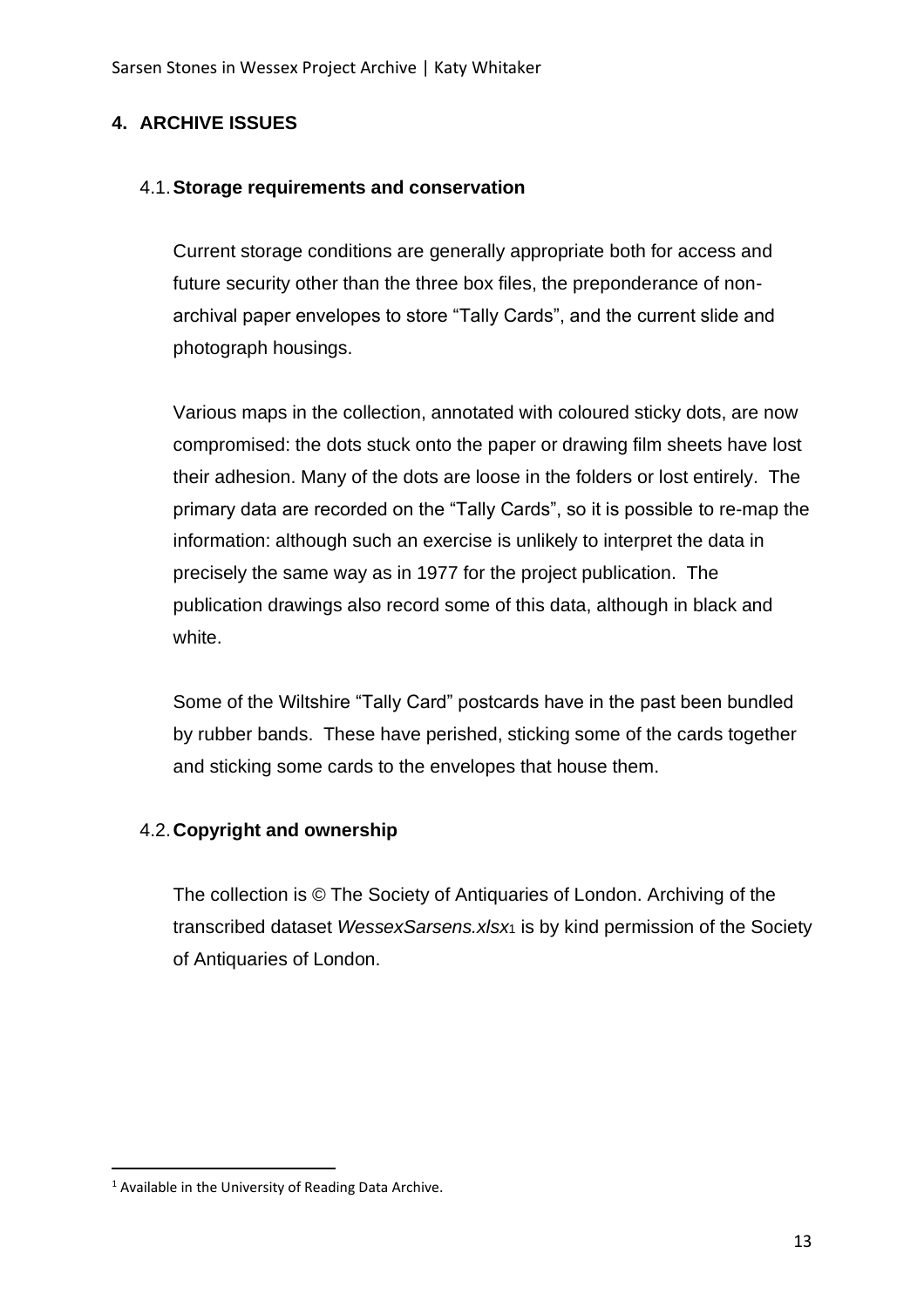## 4. ARCHIVE ISSUES

### 4.1. Storage requirements and conservation

Current storage conditions are generally appropriate both for access and future security other than the three box files, the preponderance of non-archival paper envelopes to store "Tally Cards", and the current slide and photograph housings.

Various maps in the collection, annotated with coloured sticky dots, are now compromised: the dots stuck onto the paper or drawing film sheets have lost their adhesion. Many of the dots are loose in the folders or lost entirely. The primary data are recorded on the "Tally Cards", so it is possible to re-map the information: although such an exercise is unlikely to interpret the data in precisely the same way as in 1977 for the project publication. The publication drawings also record some of this data, although in black and white.

Some of the Wiltshire "Tally Card" postcards have in the past been bundled by rubber bands. These have perished, sticking some of the cards together and sticking some cards to the envelopes that house them.

### 4.2. Copyright and ownership

The collection is © The Society of Antiquaries of London. Archiving of the transcribed dataset *WessexSarsens.xlsx*[1] is by kind permission of the Society of Antiquaries of London.

---

[1] Available in the University of Reading Data Archive.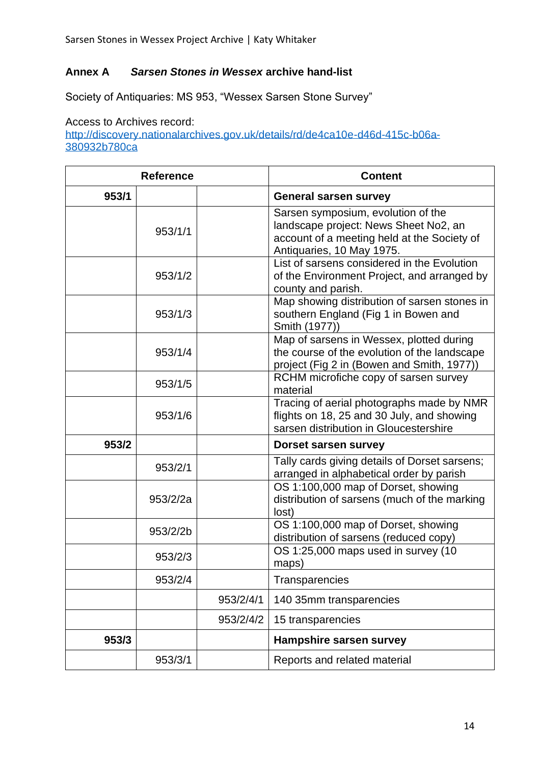## Annex A *Sarsen Stones in Wessex* archive hand-list

Society of Antiquaries: MS 953, “Wessex Sarsen Stone Survey”

Access to Archives record:
http://discovery.nationalarchives.gov.uk/details/rd/de4ca10e-d46d-415c-b06a-380932b780ca

| Reference | | | Content |
|---|---|---|---|
| **953/1** | | | **General sarsen survey** |
| | 953/1/1 | | Sarsen symposium, evolution of the landscape project: News Sheet No2, an account of a meeting held at the Society of Antiquaries, 10 May 1975. |
| | 953/1/2 | | List of sarsens considered in the Evolution of the Environment Project, and arranged by county and parish. |
| | 953/1/3 | | Map showing distribution of sarsen stones in southern England (Fig 1 in Bowen and Smith (1977)) |
| | 953/1/4 | | Map of sarsens in Wessex, plotted during the course of the evolution of the landscape project (Fig 2 in (Bowen and Smith, 1977)) |
| | 953/1/5 | | RCHM microfiche copy of sarsen survey material |
| | 953/1/6 | | Tracing of aerial photographs made by NMR flights on 18, 25 and 30 July, and showing sarsen distribution in Gloucestershire |
| **953/2** | | | **Dorset sarsen survey** |
| | 953/2/1 | | Tally cards giving details of Dorset sarsens; arranged in alphabetical order by parish |
| | 953/2/2a | | OS 1:100,000 map of Dorset, showing distribution of sarsens (much of the marking lost) |
| | 953/2/2b | | OS 1:100,000 map of Dorset, showing distribution of sarsens (reduced copy) |
| | 953/2/3 | | OS 1:25,000 maps used in survey (10 maps) |
| | 953/2/4 | | Transparencies |
| | | 953/2/4/1 | 140 35mm transparencies |
| | | 953/2/4/2 | 15 transparencies |
| **953/3** | | | **Hampshire sarsen survey** |
| | 953/3/1 | | Reports and related material |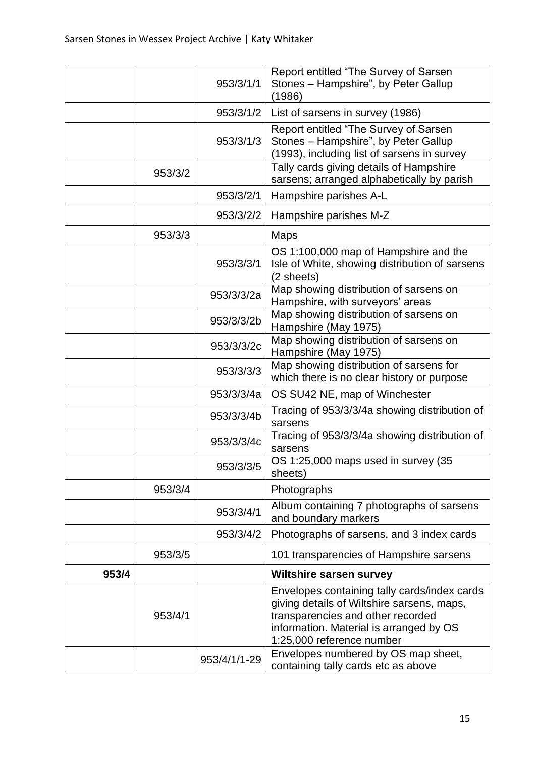| | | | |
|---|---|---|---|
| | | 953/3/1/1 | Report entitled “The Survey of Sarsen Stones – Hampshire”, by Peter Gallup (1986) |
| | | 953/3/1/2 | List of sarsens in survey (1986) |
| | | 953/3/1/3 | Report entitled “The Survey of Sarsen Stones – Hampshire”, by Peter Gallup (1993), including list of sarsens in survey |
| | 953/3/2 | | Tally cards giving details of Hampshire sarsens; arranged alphabetically by parish |
| | | 953/3/2/1 | Hampshire parishes A-L |
| | | 953/3/2/2 | Hampshire parishes M-Z |
| | 953/3/3 | | Maps |
| | | 953/3/3/1 | OS 1:100,000 map of Hampshire and the Isle of White, showing distribution of sarsens (2 sheets) |
| | | 953/3/3/2a | Map showing distribution of sarsens on Hampshire, with surveyors’ areas |
| | | 953/3/3/2b | Map showing distribution of sarsens on Hampshire (May 1975) |
| | | 953/3/3/2c | Map showing distribution of sarsens on Hampshire (May 1975) |
| | | 953/3/3/3 | Map showing distribution of sarsens for which there is no clear history or purpose |
| | | 953/3/3/4a | OS SU42 NE, map of Winchester |
| | | 953/3/3/4b | Tracing of 953/3/3/4a showing distribution of sarsens |
| | | 953/3/3/4c | Tracing of 953/3/3/4a showing distribution of sarsens |
| | | 953/3/3/5 | OS 1:25,000 maps used in survey (35 sheets) |
| | 953/3/4 | | Photographs |
| | | 953/3/4/1 | Album containing 7 photographs of sarsens and boundary markers |
| | | 953/3/4/2 | Photographs of sarsens, and 3 index cards |
| | 953/3/5 | | 101 transparencies of Hampshire sarsens |
| **953/4** | | | **Wiltshire sarsen survey** |
| | 953/4/1 | | Envelopes containing tally cards/index cards giving details of Wiltshire sarsens, maps, transparencies and other recorded information. Material is arranged by OS 1:25,000 reference number |
| | | 953/4/1/1-29 | Envelopes numbered by OS map sheet, containing tally cards etc as above |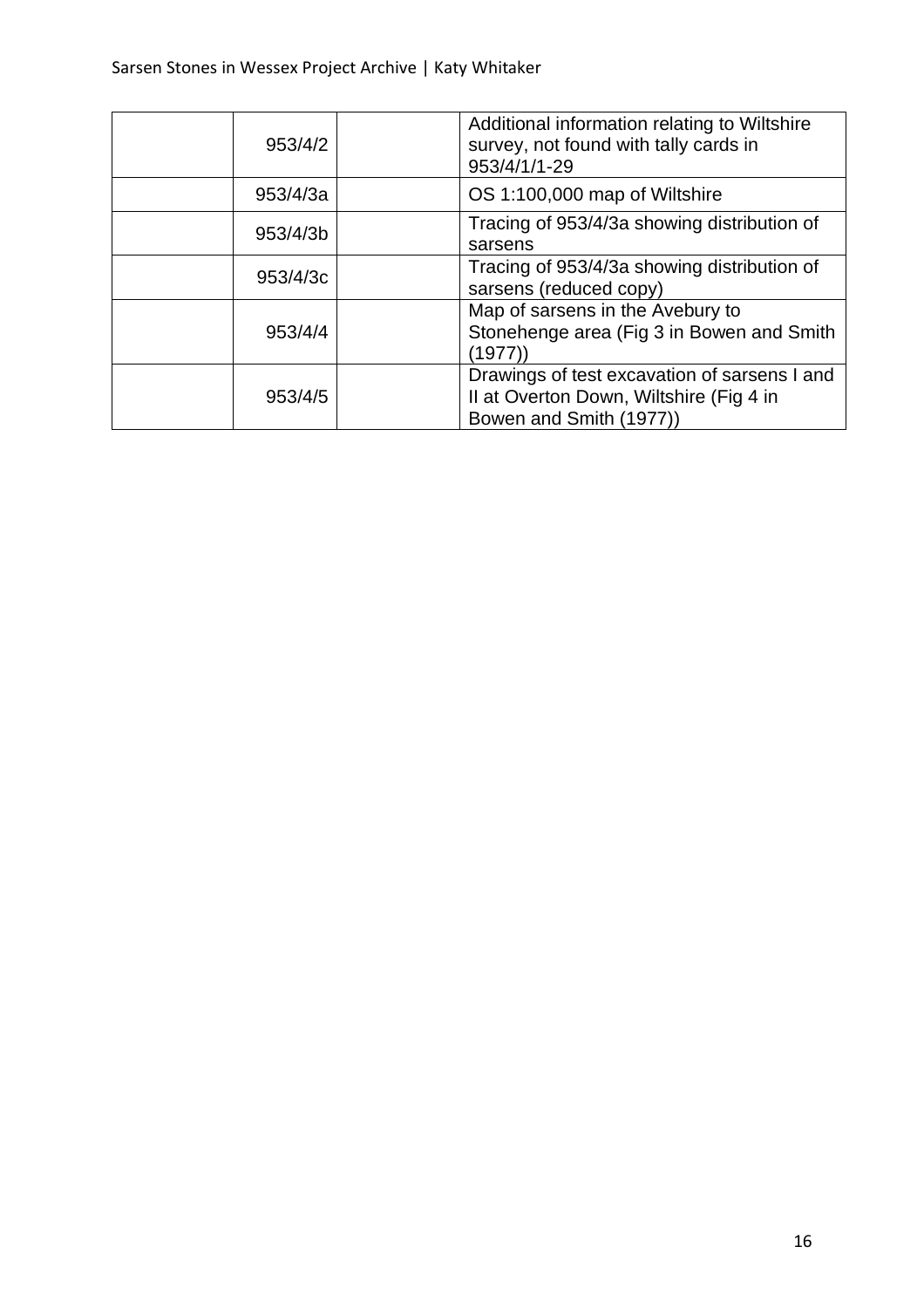|  |  |  |  |
|---|---|---|---|
|  | 953/4/2 |  | Additional information relating to Wiltshire survey, not found with tally cards in 953/4/1/1-29 |
|  | 953/4/3a |  | OS 1:100,000 map of Wiltshire |
|  | 953/4/3b |  | Tracing of 953/4/3a showing distribution of sarsens |
|  | 953/4/3c |  | Tracing of 953/4/3a showing distribution of sarsens (reduced copy) |
|  | 953/4/4 |  | Map of sarsens in the Avebury to Stonehenge area (Fig 3 in Bowen and Smith (1977)) |
|  | 953/4/5 |  | Drawings of test excavation of sarsens I and II at Overton Down, Wiltshire (Fig 4 in Bowen and Smith (1977)) |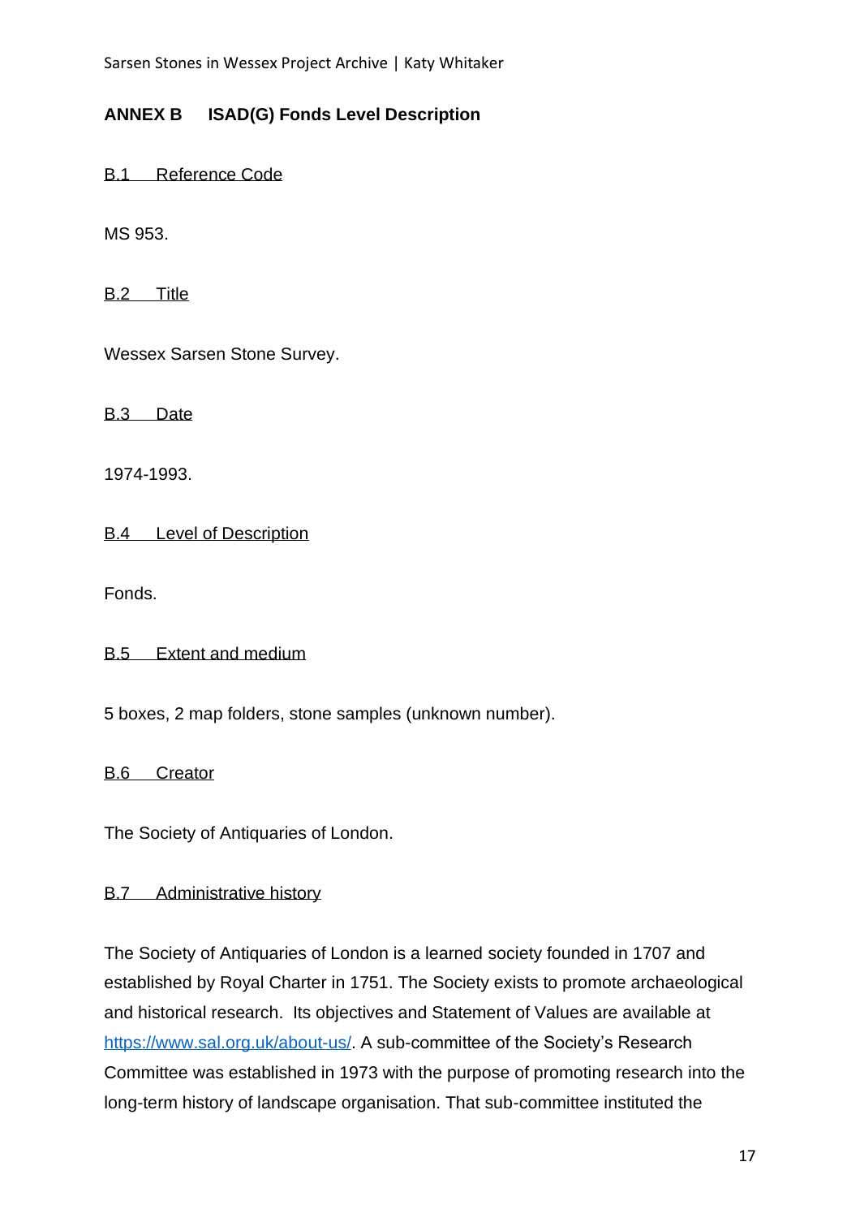## ANNEX B ISAD(G) Fonds Level Description

B.1 Reference Code

MS 953.

B.2 Title

Wessex Sarsen Stone Survey.

B.3 Date

1974-1993.

B.4 Level of Description

Fonds.

B.5 Extent and medium

5 boxes, 2 map folders, stone samples (unknown number).

B.6 Creator

The Society of Antiquaries of London.

B.7 Administrative history

The Society of Antiquaries of London is a learned society founded in 1707 and established by Royal Charter in 1751. The Society exists to promote archaeological and historical research. Its objectives and Statement of Values are available at https://www.sal.org.uk/about-us/. A sub-committee of the Society's Research Committee was established in 1973 with the purpose of promoting research into the long-term history of landscape organisation. That sub-committee instituted the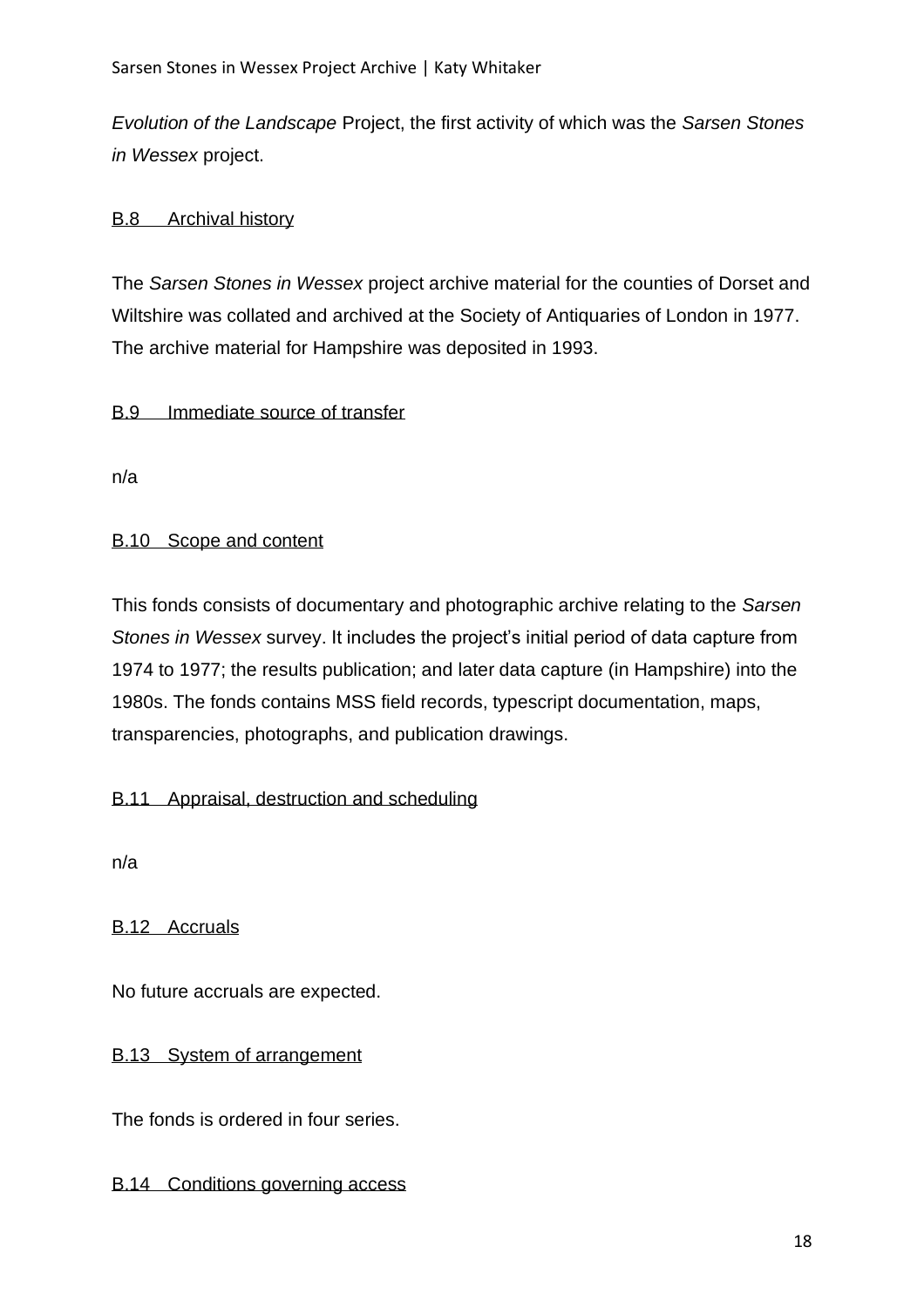*Evolution of the Landscape* Project, the first activity of which was the *Sarsen Stones in Wessex* project.

### B.8 Archival history

The *Sarsen Stones in Wessex* project archive material for the counties of Dorset and Wiltshire was collated and archived at the Society of Antiquaries of London in 1977. The archive material for Hampshire was deposited in 1993.

### B.9 Immediate source of transfer

n/a

### B.10 Scope and content

This fonds consists of documentary and photographic archive relating to the *Sarsen Stones in Wessex* survey. It includes the project's initial period of data capture from 1974 to 1977; the results publication; and later data capture (in Hampshire) into the 1980s. The fonds contains MSS field records, typescript documentation, maps, transparencies, photographs, and publication drawings.

### B.11 Appraisal, destruction and scheduling

n/a

### B.12 Accruals

No future accruals are expected.

### B.13 System of arrangement

The fonds is ordered in four series.

### B.14 Conditions governing access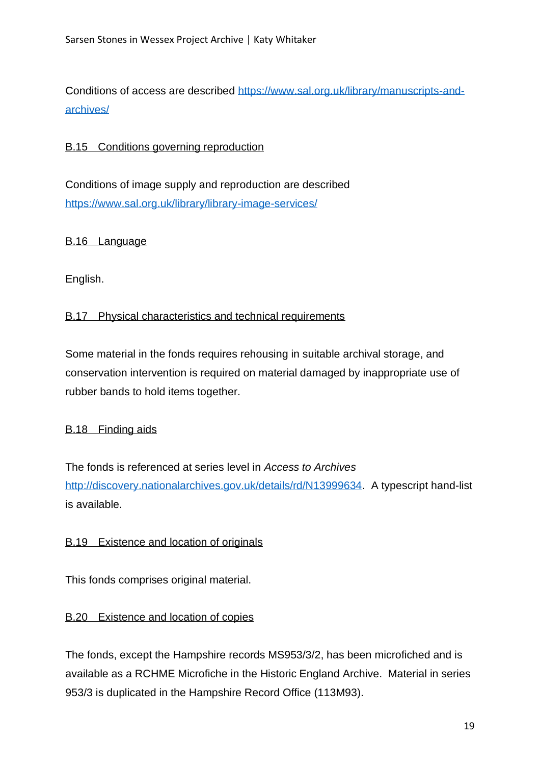Conditions of access are described [https://www.sal.org.uk/library/manuscripts-and-archives/](https://www.sal.org.uk/library/manuscripts-and-archives/)

B.15 Conditions governing reproduction

Conditions of image supply and reproduction are described [https://www.sal.org.uk/library/library-image-services/](https://www.sal.org.uk/library/library-image-services/)

B.16 Language

English.

B.17 Physical characteristics and technical requirements

Some material in the fonds requires rehousing in suitable archival storage, and conservation intervention is required on material damaged by inappropriate use of rubber bands to hold items together.

B.18 Finding aids

The fonds is referenced at series level in *Access to Archives* [http://discovery.nationalarchives.gov.uk/details/rd/N13999634](http://discovery.nationalarchives.gov.uk/details/rd/N13999634). A typescript hand-list is available.

B.19 Existence and location of originals

This fonds comprises original material.

B.20 Existence and location of copies

The fonds, except the Hampshire records MS953/3/2, has been microfiched and is available as a RCHME Microfiche in the Historic England Archive. Material in series 953/3 is duplicated in the Hampshire Record Office (113M93).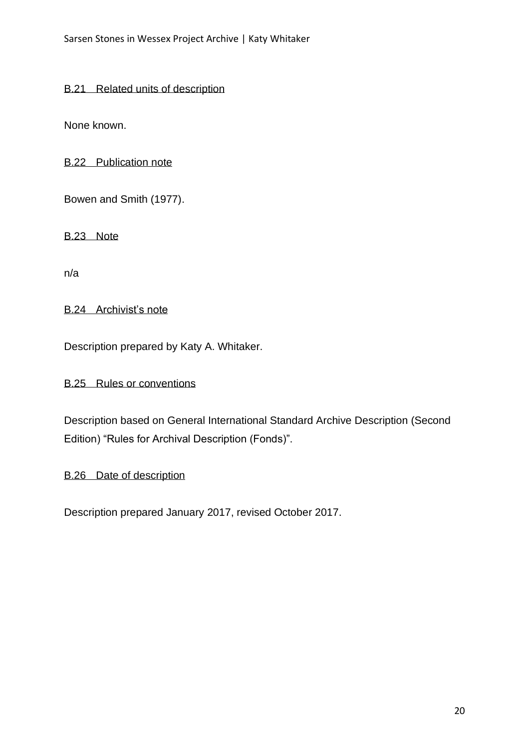B.21 Related units of description

None known.

B.22 Publication note

Bowen and Smith (1977).

B.23 Note

n/a

B.24 Archivist's note

Description prepared by Katy A. Whitaker.

B.25 Rules or conventions

Description based on General International Standard Archive Description (Second Edition) "Rules for Archival Description (Fonds)".

B.26 Date of description

Description prepared January 2017, revised October 2017.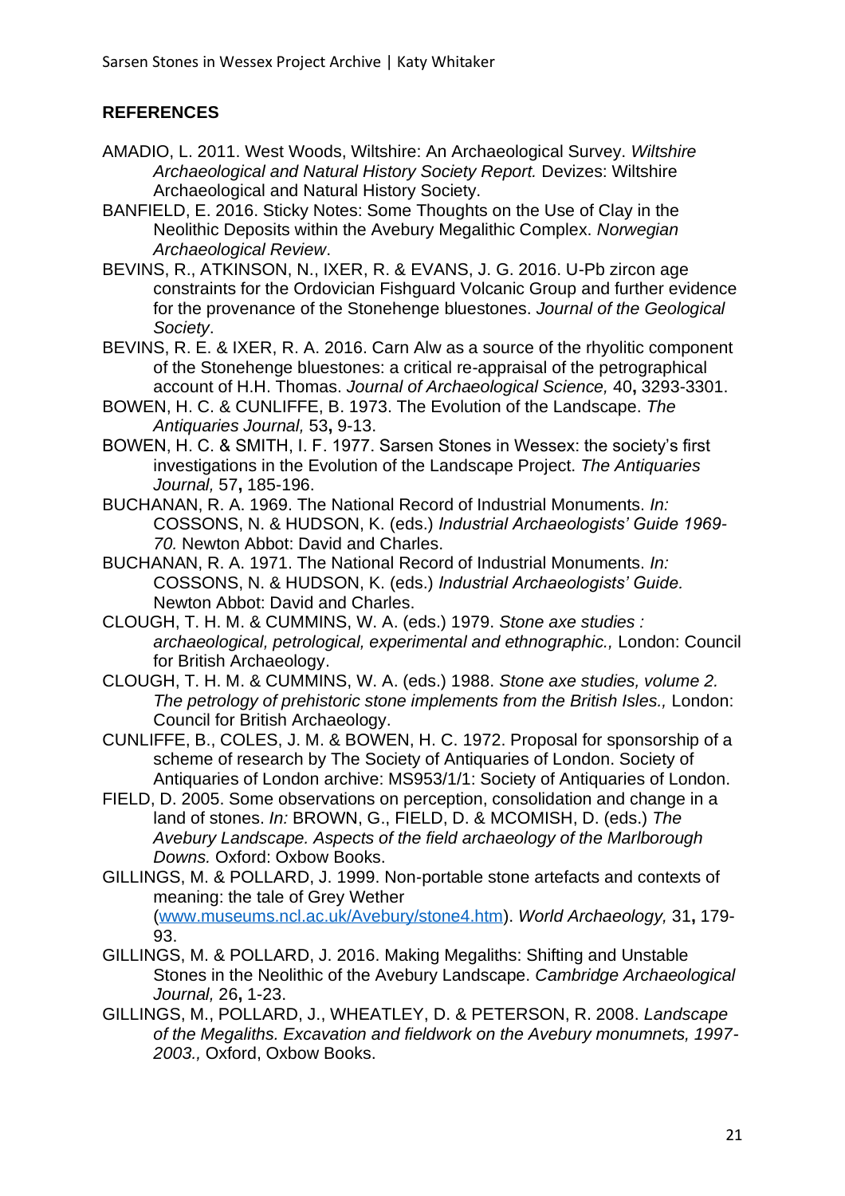## REFERENCES

AMADIO, L. 2011. West Woods, Wiltshire: An Archaeological Survey. *Wiltshire Archaeological and Natural History Society Report.* Devizes: Wiltshire Archaeological and Natural History Society.

BANFIELD, E. 2016. Sticky Notes: Some Thoughts on the Use of Clay in the Neolithic Deposits within the Avebury Megalithic Complex. *Norwegian Archaeological Review*.

BEVINS, R., ATKINSON, N., IXER, R. & EVANS, J. G. 2016. U-Pb zircon age constraints for the Ordovician Fishguard Volcanic Group and further evidence for the provenance of the Stonehenge bluestones. *Journal of the Geological Society*.

BEVINS, R. E. & IXER, R. A. 2016. Carn Alw as a source of the rhyolitic component of the Stonehenge bluestones: a critical re-appraisal of the petrographical account of H.H. Thomas. *Journal of Archaeological Science,* 40**,** 3293-3301.

BOWEN, H. C. & CUNLIFFE, B. 1973. The Evolution of the Landscape. *The Antiquaries Journal,* 53**,** 9-13.

BOWEN, H. C. & SMITH, I. F. 1977. Sarsen Stones in Wessex: the society's first investigations in the Evolution of the Landscape Project. *The Antiquaries Journal,* 57**,** 185-196.

BUCHANAN, R. A. 1969. The National Record of Industrial Monuments. *In:* COSSONS, N. & HUDSON, K. (eds.) *Industrial Archaeologists' Guide 1969-70.* Newton Abbot: David and Charles.

BUCHANAN, R. A. 1971. The National Record of Industrial Monuments. *In:* COSSONS, N. & HUDSON, K. (eds.) *Industrial Archaeologists' Guide.* Newton Abbot: David and Charles.

CLOUGH, T. H. M. & CUMMINS, W. A. (eds.) 1979. *Stone axe studies : archaeological, petrological, experimental and ethnographic.,* London: Council for British Archaeology.

CLOUGH, T. H. M. & CUMMINS, W. A. (eds.) 1988. *Stone axe studies, volume 2. The petrology of prehistoric stone implements from the British Isles.,* London: Council for British Archaeology.

CUNLIFFE, B., COLES, J. M. & BOWEN, H. C. 1972. Proposal for sponsorship of a scheme of research by The Society of Antiquaries of London. Society of Antiquaries of London archive: MS953/1/1: Society of Antiquaries of London.

FIELD, D. 2005. Some observations on perception, consolidation and change in a land of stones. *In:* BROWN, G., FIELD, D. & MCOMISH, D. (eds.) *The Avebury Landscape. Aspects of the field archaeology of the Marlborough Downs.* Oxford: Oxbow Books.

GILLINGS, M. & POLLARD, J. 1999. Non-portable stone artefacts and contexts of meaning: the tale of Grey Wether (www.museums.ncl.ac.uk/Avebury/stone4.htm). *World Archaeology,* 31**,** 179-93.

GILLINGS, M. & POLLARD, J. 2016. Making Megaliths: Shifting and Unstable Stones in the Neolithic of the Avebury Landscape. *Cambridge Archaeological Journal,* 26**,** 1-23.

GILLINGS, M., POLLARD, J., WHEATLEY, D. & PETERSON, R. 2008. *Landscape of the Megaliths. Excavation and fieldwork on the Avebury monumnets, 1997-2003.,* Oxford, Oxbow Books.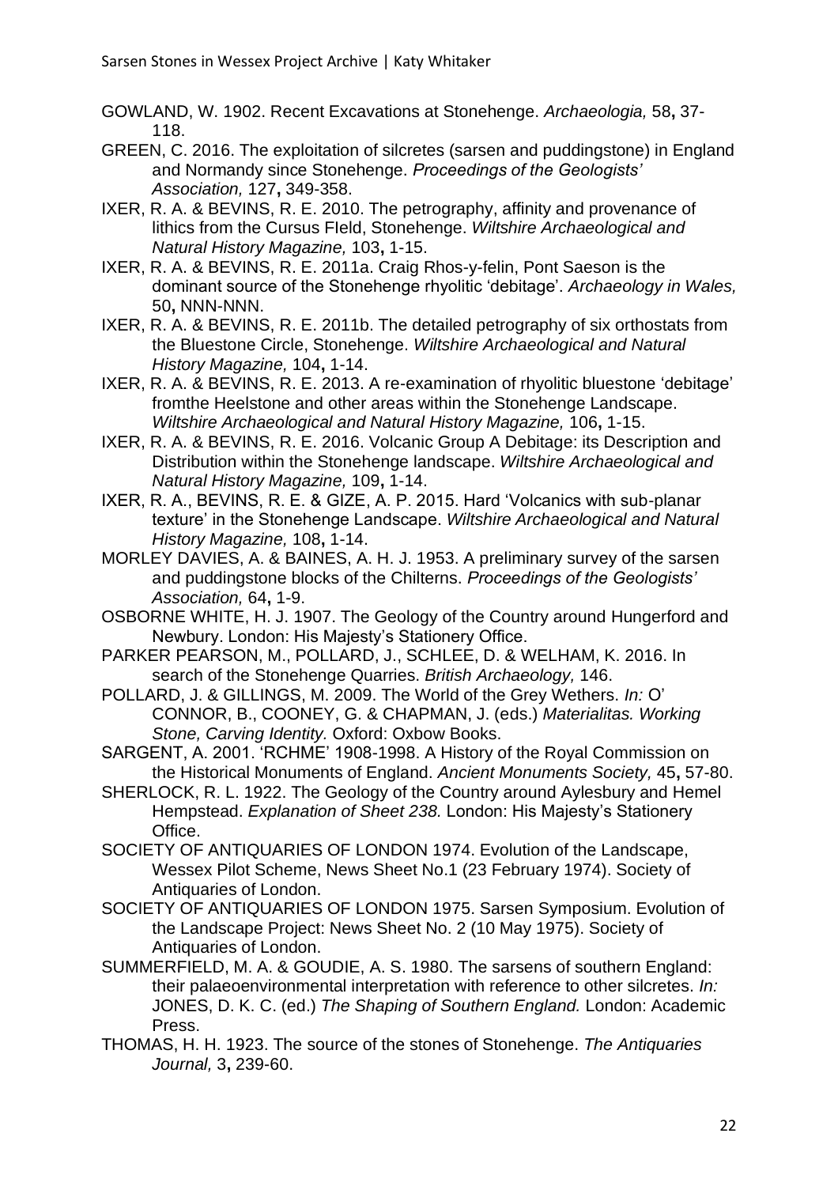GOWLAND, W. 1902. Recent Excavations at Stonehenge. *Archaeologia,* 58**,** 37-118.

GREEN, C. 2016. The exploitation of silcretes (sarsen and puddingstone) in England and Normandy since Stonehenge. *Proceedings of the Geologists' Association,* 127**,** 349-358.

IXER, R. A. & BEVINS, R. E. 2010. The petrography, affinity and provenance of lithics from the Cursus FIeld, Stonehenge. *Wiltshire Archaeological and Natural History Magazine,* 103**,** 1-15.

IXER, R. A. & BEVINS, R. E. 2011a. Craig Rhos-y-felin, Pont Saeson is the dominant source of the Stonehenge rhyolitic 'debitage'. *Archaeology in Wales,* 50**,** NNN-NNN.

IXER, R. A. & BEVINS, R. E. 2011b. The detailed petrography of six orthostats from the Bluestone Circle, Stonehenge. *Wiltshire Archaeological and Natural History Magazine,* 104**,** 1-14.

IXER, R. A. & BEVINS, R. E. 2013. A re-examination of rhyolitic bluestone 'debitage' fromthe Heelstone and other areas within the Stonehenge Landscape. *Wiltshire Archaeological and Natural History Magazine,* 106**,** 1-15.

IXER, R. A. & BEVINS, R. E. 2016. Volcanic Group A Debitage: its Description and Distribution within the Stonehenge landscape. *Wiltshire Archaeological and Natural History Magazine,* 109**,** 1-14.

IXER, R. A., BEVINS, R. E. & GIZE, A. P. 2015. Hard 'Volcanics with sub-planar texture' in the Stonehenge Landscape. *Wiltshire Archaeological and Natural History Magazine,* 108**,** 1-14.

MORLEY DAVIES, A. & BAINES, A. H. J. 1953. A preliminary survey of the sarsen and puddingstone blocks of the Chilterns. *Proceedings of the Geologists' Association,* 64**,** 1-9.

OSBORNE WHITE, H. J. 1907. The Geology of the Country around Hungerford and Newbury. London: His Majesty's Stationery Office.

PARKER PEARSON, M., POLLARD, J., SCHLEE, D. & WELHAM, K. 2016. In search of the Stonehenge Quarries. *British Archaeology,* 146.

POLLARD, J. & GILLINGS, M. 2009. The World of the Grey Wethers. *In:* O' CONNOR, B., COONEY, G. & CHAPMAN, J. (eds.) *Materialitas. Working Stone, Carving Identity.* Oxford: Oxbow Books.

SARGENT, A. 2001. 'RCHME' 1908-1998. A History of the Royal Commission on the Historical Monuments of England. *Ancient Monuments Society,* 45**,** 57-80.

SHERLOCK, R. L. 1922. The Geology of the Country around Aylesbury and Hemel Hempstead. *Explanation of Sheet 238.* London: His Majesty's Stationery Office.

SOCIETY OF ANTIQUARIES OF LONDON 1974. Evolution of the Landscape, Wessex Pilot Scheme, News Sheet No.1 (23 February 1974). Society of Antiquaries of London.

SOCIETY OF ANTIQUARIES OF LONDON 1975. Sarsen Symposium. Evolution of the Landscape Project: News Sheet No. 2 (10 May 1975). Society of Antiquaries of London.

SUMMERFIELD, M. A. & GOUDIE, A. S. 1980. The sarsens of southern England: their palaeoenvironmental interpretation with reference to other silcretes. *In:* JONES, D. K. C. (ed.) *The Shaping of Southern England.* London: Academic Press.

THOMAS, H. H. 1923. The source of the stones of Stonehenge. *The Antiquaries Journal,* 3**,** 239-60.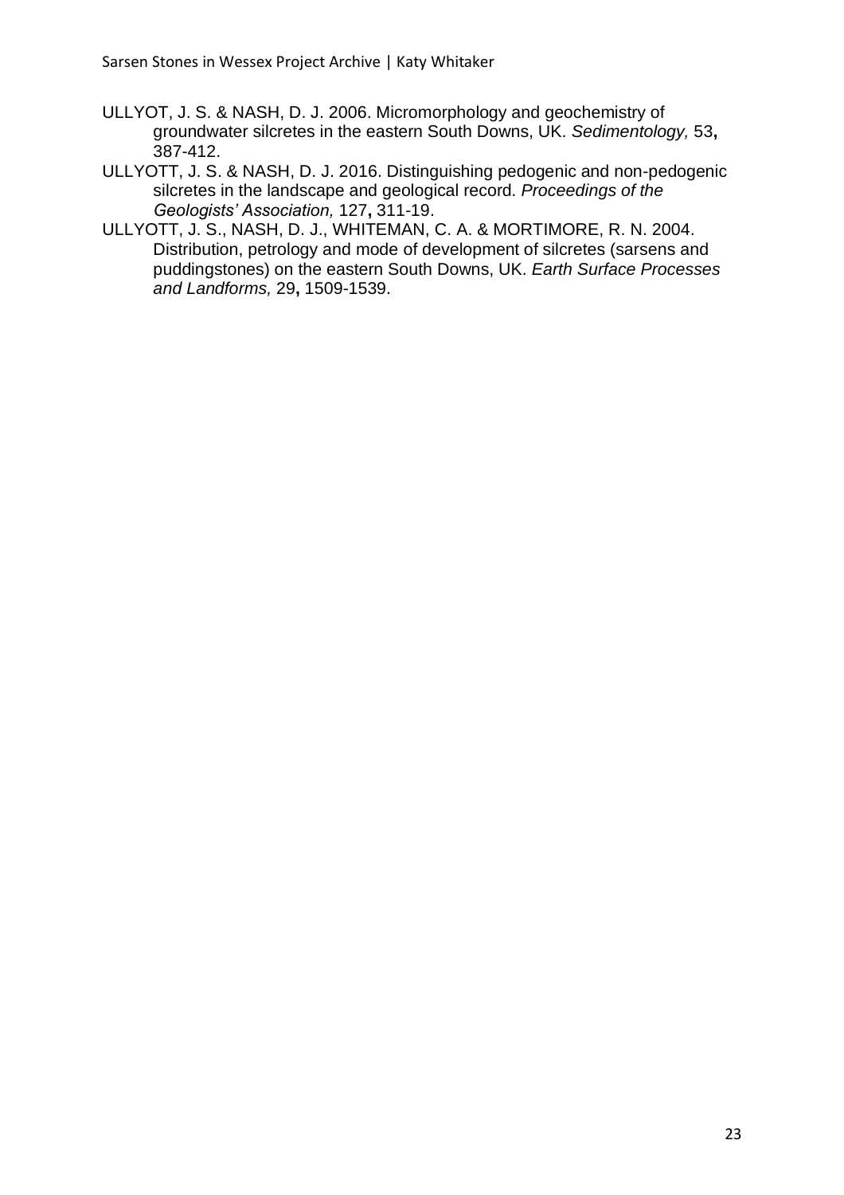ULLYOT, J. S. & NASH, D. J. 2006. Micromorphology and geochemistry of groundwater silcretes in the eastern South Downs, UK. *Sedimentology,* 53**,** 387-412.

ULLYOTT, J. S. & NASH, D. J. 2016. Distinguishing pedogenic and non-pedogenic silcretes in the landscape and geological record. *Proceedings of the Geologists' Association,* 127**,** 311-19.

ULLYOTT, J. S., NASH, D. J., WHITEMAN, C. A. & MORTIMORE, R. N. 2004. Distribution, petrology and mode of development of silcretes (sarsens and puddingstones) on the eastern South Downs, UK. *Earth Surface Processes and Landforms,* 29**,** 1509-1539.